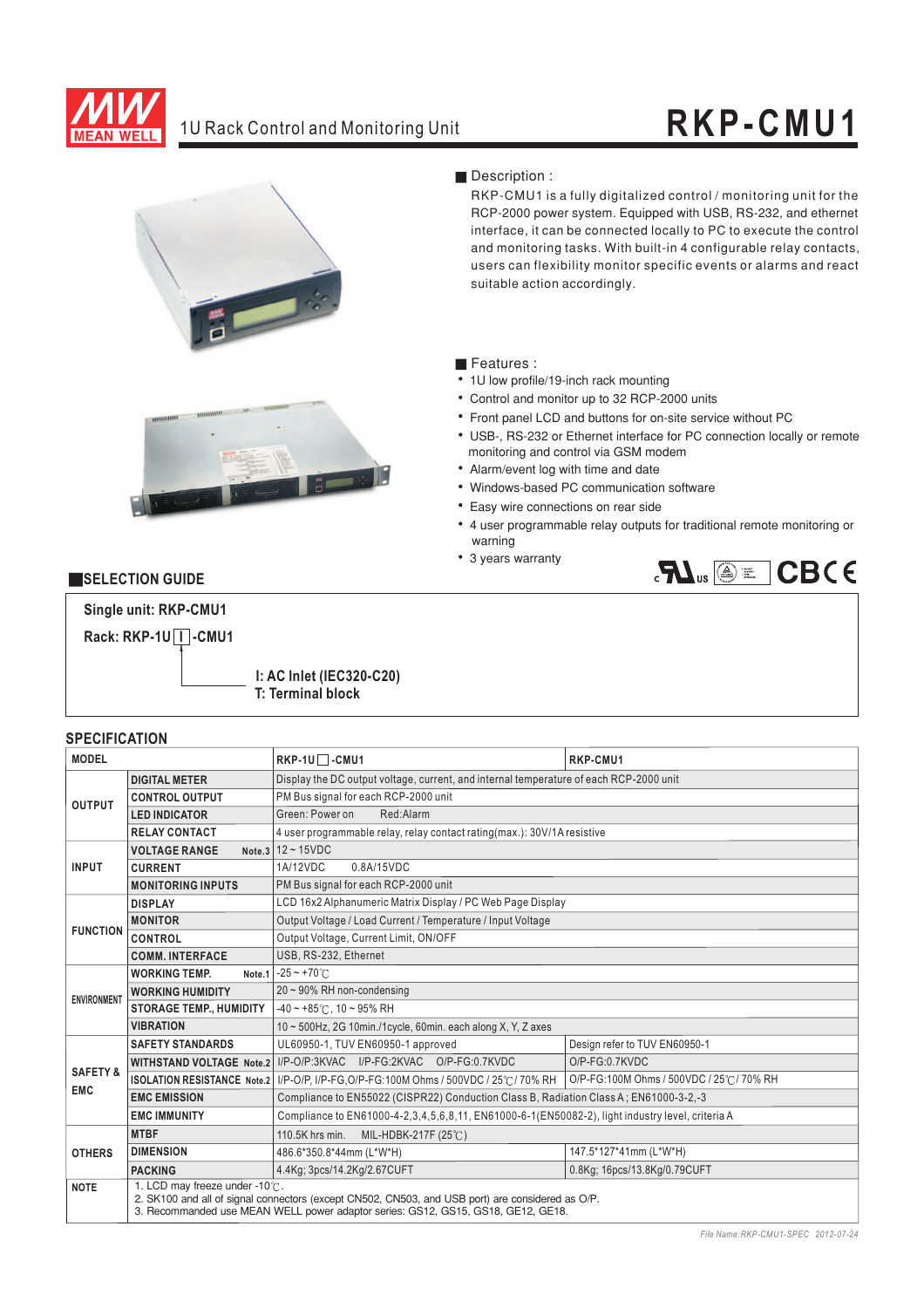# RKP-CMU1

## 1U Rack Control and Monitoring Unit

### Description :

RKP-CMU1 is a fully digitalized control / monitoring unit for the RCP-2000 power system. Equipped with USB, RS-232, and ethernet interface, it can be connected locally to PC to execute the control and monitoring tasks. With built-in 4 configurable relay contacts, users can flexibility monitor specific events or alarms and react suitable action accordingly.

### Features :

- 1U low profile/19-inch rack mounting
- Control and monitor up to 32 RCP-2000 units
- Front panel LCD and buttons for on-site service without PC
- USB-, RS-232 or Ethernet interface for PC connection locally or remote monitoring and control via GSM modem
- Alarm/event log with time and date
- Windows-based PC communication software
- Easy wire connections on rear side
- 4 user programmable relay outputs for traditional remote monitoring or warning
- 3 years warranty

## SELECTION GUIDE

**Single unit: RKP-CMU1**

**Rack: RKP-1U[I]-CMU1**

**I: AC Inlet (IEC320-C20)**
**T: Terminal block**

## SPECIFICATION

| MODEL | | RKP-1U□-CMU1 | RKP-CMU1 |
|---|---|---|---|
| OUTPUT | DIGITAL METER | Display the DC output voltage, current, and internal temperature of each RCP-2000 unit | |
| | CONTROL OUTPUT | PM Bus signal for each RCP-2000 unit | |
| | LED INDICATOR | Green: Power on　Red:Alarm | |
| | RELAY CONTACT | 4 user programmable relay, relay contact rating(max.): 30V/1A resistive | |
| INPUT | VOLTAGE RANGE Note.3 | 12 ~ 15VDC | |
| | CURRENT | 1A/12VDC　0.8A/15VDC | |
| | MONITORING INPUTS | PM Bus signal for each RCP-2000 unit | |
| FUNCTION | DISPLAY | LCD 16x2 Alphanumeric Matrix Display / PC Web Page Display | |
| | MONITOR | Output Voltage / Load Current / Temperature / Input Voltage | |
| | CONTROL | Output Voltage, Current Limit, ON/OFF | |
| | COMM. INTERFACE | USB, RS-232, Ethernet | |
| ENVIRONMENT | WORKING TEMP. Note.1 | -25 ~ +70℃ | |
| | WORKING HUMIDITY | 20 ~ 90% RH non-condensing | |
| | STORAGE TEMP., HUMIDITY | -40 ~ +85℃, 10 ~ 95% RH | |
| | VIBRATION | 10 ~ 500Hz, 2G 10min./1cycle, 60min. each along X, Y, Z axes | |
| SAFETY & EMC | SAFETY STANDARDS | UL60950-1, TUV EN60950-1 approved | Design refer to TUV EN60950-1 |
| | WITHSTAND VOLTAGE Note.2 | I/P-O/P:3KVAC　I/P-FG:2KVAC　O/P-FG:0.7KVDC | O/P-FG:0.7KVDC |
| | ISOLATION RESISTANCE Note.2 | I/P-O/P, I/P-FG,O/P-FG:100M Ohms / 500VDC / 25℃/ 70% RH | O/P-FG:100M Ohms / 500VDC / 25℃/ 70% RH |
| | EMC EMISSION | Compliance to EN55022 (CISPR22) Conduction Class B, Radiation Class A ; EN61000-3-2,-3 | |
| | EMC IMMUNITY | Compliance to EN61000-4-2,3,4,5,6,8,11, EN61000-6-1(EN50082-2), light industry level, criteria A | |
| OTHERS | MTBF | 110.5K hrs min.　MIL-HDBK-217F (25℃) | |
| | DIMENSION | 486.6*350.8*44mm (L*W*H) | 147.5*127*41mm (L*W*H) |
| | PACKING | 4.4Kg; 3pcs/14.2Kg/2.67CUFT | 0.8Kg; 16pcs/13.8Kg/0.79CUFT |
| NOTE | 1. LCD may freeze under -10℃.<br>2. SK100 and all of signal connectors (except CN502, CN503, and USB port) are considered as O/P.<br>3. Recommanded use MEAN WELL power adaptor series: GS12, GS15, GS18, GE12, GE18. | | |

File Name:RKP-CMU1-SPEC 2012-07-24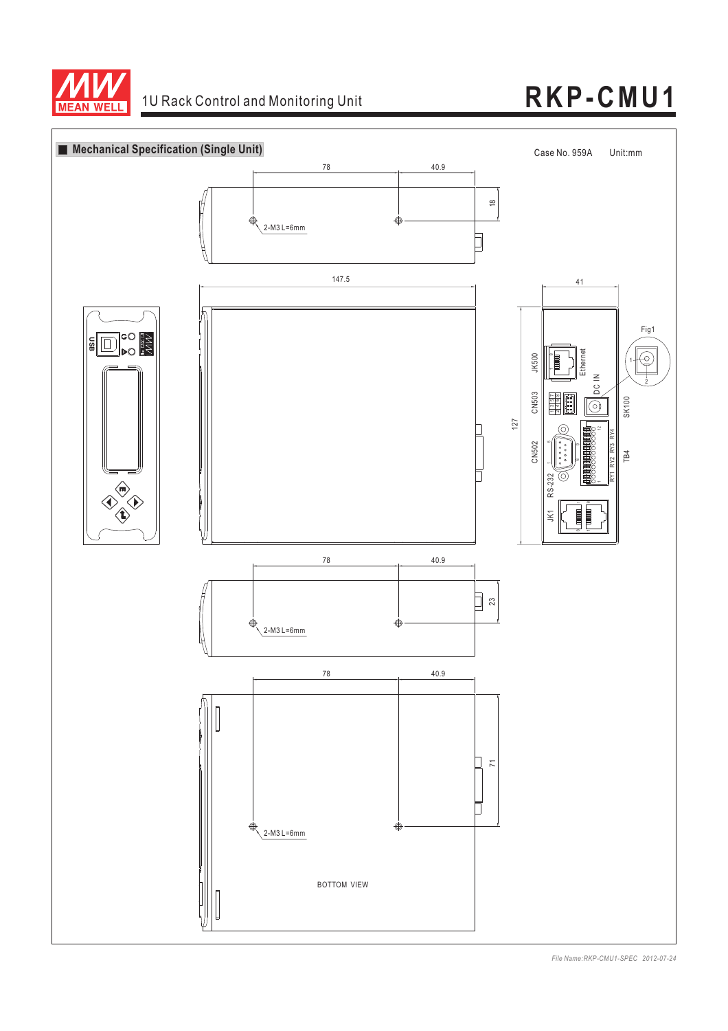## Mechanical Specification (Single Unit)

Case No. 959A　　Unit:mm

78　40.9　18

2-M3 L=6mm

147.5　41

USB

Fig1

JK500　Ethernet

CN503　DC IN　SK100

127

CN502　RY4　RY3　RY2　RY1　TB4

RS-232

JK1

78　40.9　23

2-M3 L=6mm

78　40.9　71

2-M3 L=6mm

BOTTOM VIEW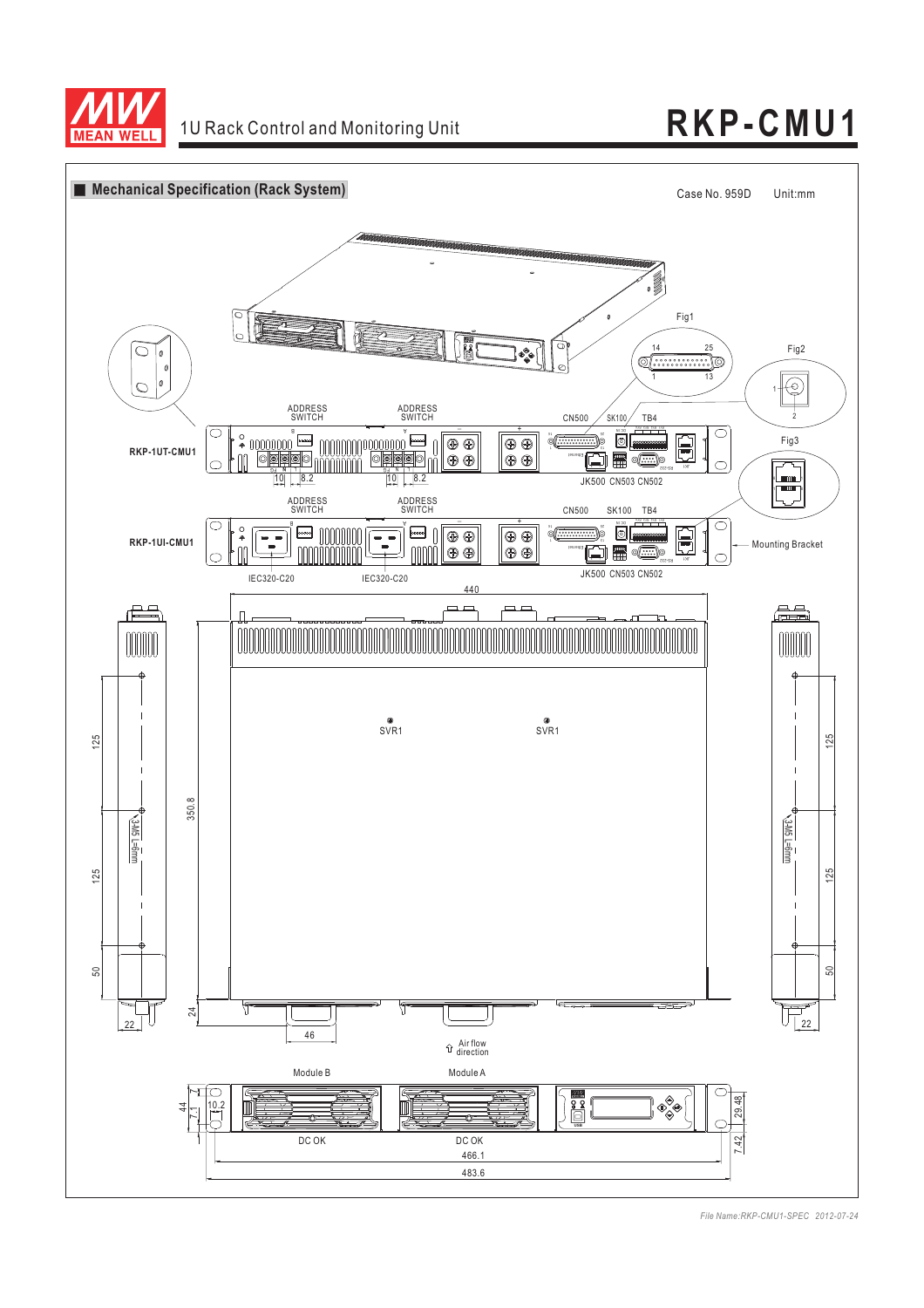## ■ Mechanical Specification (Rack System)

Case No. 959D Unit:mm

Fig1

14 25

1 13

Fig2

1

2

Fig3

ADDRESS SWITCH

ADDRESS SWITCH

CN500 SK100 TB4

RKP-1UT-CMU1

10 8.2 10 8.2

JK500 CN503 CN502

ADDRESS SWITCH

ADDRESS SWITCH

CN500 SK100 TB4

RKP-1UI-CMU1

Mounting Bracket

IEC320-C20 IEC320-C20

JK500 CN503 CN502

440

SVR1 SVR1

125

125

50

22

350.8

3-M5 L=6mm

24

46

125

125

50

22

3-M5 L=6mm

Air flow direction

Module B Module A

44

7.1

10.2

29.48

7.42

DC OK DC OK

466.1

483.6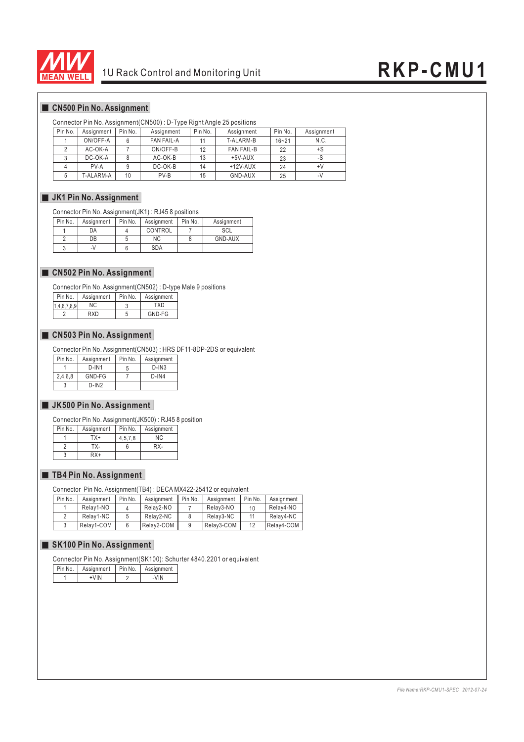## CN500 Pin No. Assignment

Connector Pin No. Assignment(CN500) : D-Type Right Angle 25 positions

| Pin No. | Assignment | Pin No. | Assignment | Pin No. | Assignment | Pin No. | Assignment |
|---|---|---|---|---|---|---|---|
| 1 | ON/OFF-A | 6 | FAN FAIL-A | 11 | T-ALARM-B | 16~21 | N.C. |
| 2 | AC-OK-A | 7 | ON/OFF-B | 12 | FAN FAIL-B | 22 | +S |
| 3 | DC-OK-A | 8 | AC-OK-B | 13 | +5V-AUX | 23 | -S |
| 4 | PV-A | 9 | DC-OK-B | 14 | +12V-AUX | 24 | +V |
| 5 | T-ALARM-A | 10 | PV-B | 15 | GND-AUX | 25 | -V |

## JK1 Pin No. Assignment

Connector Pin No. Assignment(JK1) : RJ45 8 positions

| Pin No. | Assignment | Pin No. | Assignment | Pin No. | Assignment |
|---|---|---|---|---|---|
| 1 | DA | 4 | CONTROL | 7 | SCL |
| 2 | DB | 5 | NC | 8 | GND-AUX |
| 3 | -V | 6 | SDA | | |

## CN502 Pin No. Assignment

Connector Pin No. Assignment(CN502) : D-type Male 9 positions

| Pin No. | Assignment | Pin No. | Assignment |
|---|---|---|---|
| 1,4,6,7,8,9 | NC | 3 | TXD |
| 2 | RXD | 5 | GND-FG |

## CN503 Pin No. Assignment

Connector Pin No. Assignment(CN503) : HRS DF11-8DP-2DS or equivalent

| Pin No. | Assignment | Pin No. | Assignment |
|---|---|---|---|
| 1 | D-IN1 | 5 | D-IN3 |
| 2,4,6,8 | GND-FG | 7 | D-IN4 |
| 3 | D-IN2 | | |

## JK500 Pin No. Assignment

Connector Pin No. Assignment(JK500) : RJ45 8 position

| Pin No. | Assignment | Pin No. | Assignment |
|---|---|---|---|
| 1 | TX+ | 4,5,7,8 | NC |
| 2 | TX- | 6 | RX- |
| 3 | RX+ | | |

## TB4 Pin No. Assignment

Connector Pin No. Assignment(TB4) : DECA MX422-25412 or equivalent

| Pin No. | Assignment | Pin No. | Assignment | Pin No. | Assignment | Pin No. | Assignment |
|---|---|---|---|---|---|---|---|
| 1 | Relay1-NO | 4 | Relay2-NO | 7 | Relay3-NO | 10 | Relay4-NO |
| 2 | Relay1-NC | 5 | Relay2-NC | 8 | Relay3-NC | 11 | Relay4-NC |
| 3 | Relay1-COM | 6 | Relay2-COM | 9 | Relay3-COM | 12 | Relay4-COM |

## SK100 Pin No. Assignment

Connector Pin No. Assignment(SK100): Schurter 4840.2201 or equivalent

| Pin No. | Assignment | Pin No. | Assignment |
|---|---|---|---|
| 1 | +VIN | 2 | -VIN |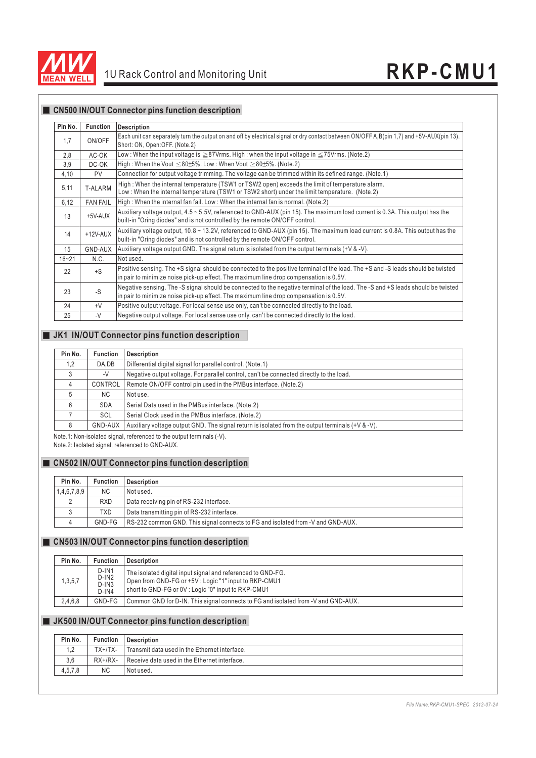## CN500 IN/OUT Connector pins function description

| Pin No. | Function | Description |
|---|---|---|
| 1,7 | ON/OFF | Each unit can separately turn the output on and off by electrical signal or dry contact between ON/OFF A,B(pin 1,7) and +5V-AUX(pin 13). Short: ON, Open:OFF. (Note.2) |
| 2,8 | AC-OK | Low : When the input voltage is ≧87Vrms. High : when the input voltage in ≦75Vrms. (Note.2) |
| 3,9 | DC-OK | High : When the Vout ≦80±5%. Low : When Vout ≧80±5%. (Note.2) |
| 4,10 | PV | Connection for output voltage trimming. The voltage can be trimmed within its defined range. (Note.1) |
| 5,11 | T-ALARM | High : When the internal temperature (TSW1 or TSW2 open) exceeds the limit of temperature alarm. Low : When the internal temperature (TSW1 or TSW2 short) under the limit temperature. (Note.2) |
| 6,12 | FAN FAIL | High : When the internal fan fail. Low : When the internal fan is normal. (Note.2) |
| 13 | +5V-AUX | Auxiliary voltage output, 4.5 ~ 5.5V, referenced to GND-AUX (pin 15). The maximum load current is 0.3A. This output has the built-in "Oring diodes" and is not controlled by the remote ON/OFF control. |
| 14 | +12V-AUX | Auxiliary voltage output, 10.8 ~ 13.2V, referenced to GND-AUX (pin 15). The maximum load current is 0.8A. This output has the built-in "Oring diodes" and is not controlled by the remote ON/OFF control. |
| 15 | GND-AUX | Auxiliary voltage output GND. The signal return is isolated from the output terminals (+V & -V). |
| 16~21 | N.C. | Not used. |
| 22 | +S | Positive sensing. The +S signal should be connected to the positive terminal of the load. The +S and -S leads should be twisted in pair to minimize noise pick-up effect. The maximum line drop compensation is 0.5V. |
| 23 | -S | Negative sensing. The -S signal should be connected to the negative terminal of the load. The -S and +S leads should be twisted in pair to minimize noise pick-up effect. The maximum line drop compensation is 0.5V. |
| 24 | +V | Positive output voltage. For local sense use only, can't be connected directly to the load. |
| 25 | -V | Negative output voltage. For local sense use only, can't be connected directly to the load. |

## JK1 IN/OUT Connector pins function description

| Pin No. | Function | Description |
|---|---|---|
| 1,2 | DA,DB | Differential digital signal for parallel control. (Note.1) |
| 3 | -V | Negative output voltage. For parallel control, can't be connected directly to the load. |
| 4 | CONTROL | Remote ON/OFF control pin used in the PMBus interface. (Note.2) |
| 5 | NC | Not use. |
| 6 | SDA | Serial Data used in the PMBus interface. (Note.2) |
| 7 | SCL | Serial Clock used in the PMBus interface. (Note.2) |
| 8 | GND-AUX | Auxiliary voltage output GND. The signal return is isolated from the output terminals (+V & -V). |

Note.1: Non-isolated signal, referenced to the output terminals (-V).

Note.2: Isolated signal, referenced to GND-AUX.

## CN502 IN/OUT Connector pins function description

| Pin No. | Function | Description |
|---|---|---|
| 1,4,6,7,8,9 | NC | Not used. |
| 2 | RXD | Data receiving pin of RS-232 interface. |
| 3 | TXD | Data transmitting pin of RS-232 interface. |
| 4 | GND-FG | RS-232 common GND. This signal connects to FG and isolated from -V and GND-AUX. |

## CN503 IN/OUT Connector pins function description

| Pin No. | Function | Description |
|---|---|---|
| 1,3,5,7 | D-IN1 D-IN2 D-IN3 D-IN4 | The isolated digital input signal and referenced to GND-FG. Open from GND-FG or +5V : Logic "1" input to RKP-CMU1 short to GND-FG or 0V : Logic "0" input to RKP-CMU1 |
| 2,4,6,8 | GND-FG | Common GND for D-IN. This signal connects to FG and isolated from -V and GND-AUX. |

## JK500 IN/OUT Connector pins function description

| Pin No. | Function | Description |
|---|---|---|
| 1,2 | TX+/TX- | Transmit data used in the Ethernet interface. |
| 3,6 | RX+/RX- | Receive data used in the Ethernet interface. |
| 4,5,7,8 | NC | Not used. |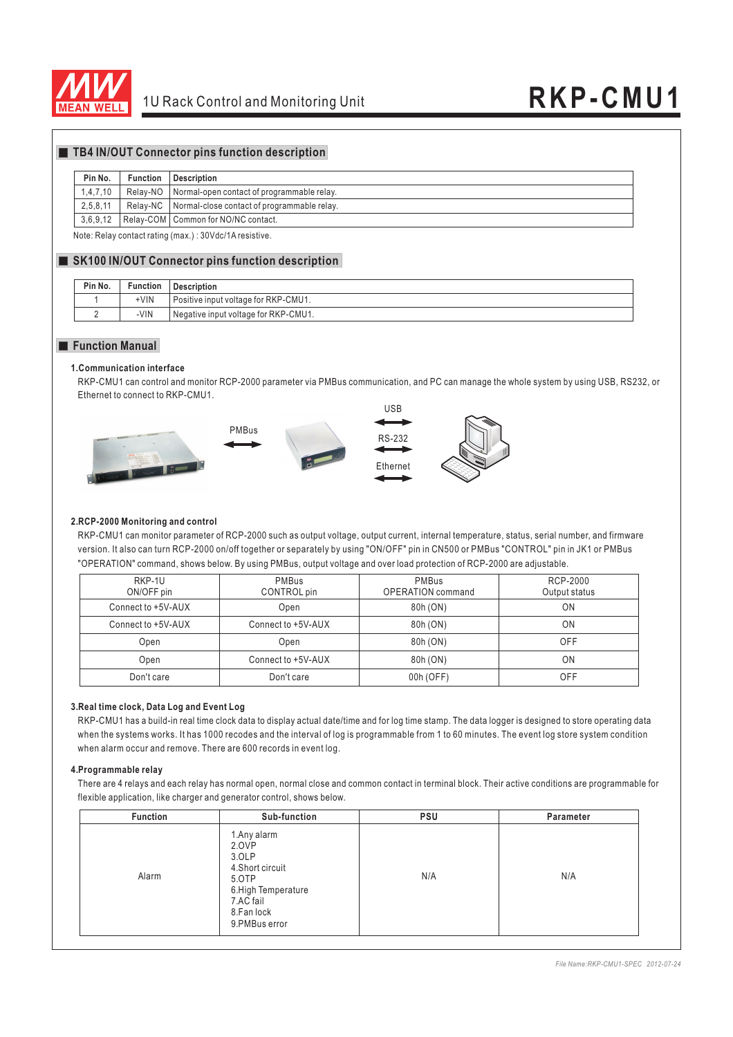## TB4 IN/OUT Connector pins function description

| Pin No. | Function | Description |
|---|---|---|
| 1,4,7,10 | Relay-NO | Normal-open contact of programmable relay. |
| 2,5,8,11 | Relay-NC | Normal-close contact of programmable relay. |
| 3,6,9,12 | Relay-COM | Common for NO/NC contact. |

Note: Relay contact rating (max.) : 30Vdc/1A resistive.

## SK100 IN/OUT Connector pins function description

| Pin No. | Function | Description |
|---|---|---|
| 1 | +VIN | Positive input voltage for RKP-CMU1. |
| 2 | -VIN | Negative input voltage for RKP-CMU1. |

## Function Manual

### 1.Communication interface

RKP-CMU1 can control and monitor RCP-2000 parameter via PMBus communication, and PC can manage the whole system by using USB, RS232, or Ethernet to connect to RKP-CMU1.

PMBus

USB

RS-232

Ethernet

### 2.RCP-2000 Monitoring and control

RKP-CMU1 can monitor parameter of RCP-2000 such as output voltage, output current, internal temperature, status, serial number, and firmware version. It also can turn RCP-2000 on/off together or separately by using "ON/OFF" pin in CN500 or PMBus "CONTROL" pin in JK1 or PMBus "OPERATION" command, shows below. By using PMBus, output voltage and over load protection of RCP-2000 are adjustable.

| RKP-1U ON/OFF pin | PMBus CONTROL pin | PMBus OPERATION command | RCP-2000 Output status |
|---|---|---|---|
| Connect to +5V-AUX | Open | 80h (ON) | ON |
| Connect to +5V-AUX | Connect to +5V-AUX | 80h (ON) | ON |
| Open | Open | 80h (ON) | OFF |
| Open | Connect to +5V-AUX | 80h (ON) | ON |
| Don't care | Don't care | 00h (OFF) | OFF |

### 3.Real time clock, Data Log and Event Log

RKP-CMU1 has a build-in real time clock data to display actual date/time and for log time stamp. The data logger is designed to store operating data when the systems works. It has 1000 recodes and the interval of log is programmable from 1 to 60 minutes. The event log store system condition when alarm occur and remove. There are 600 records in event log.

### 4.Programmable relay

There are 4 relays and each relay has normal open, normal close and common contact in terminal block. Their active conditions are programmable for flexible application, like charger and generator control, shows below.

| Function | Sub-function | PSU | Parameter |
|---|---|---|---|
| Alarm | 1.Any alarm<br>2.OVP<br>3.OLP<br>4.Short circuit<br>5.OTP<br>6.High Temperature<br>7.AC fail<br>8.Fan lock<br>9.PMBus error | N/A | N/A |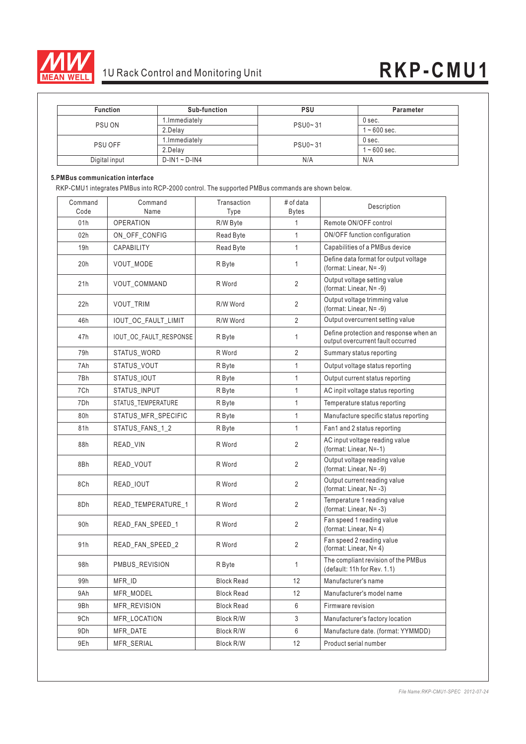| Function | Sub-function | PSU | Parameter |
|---|---|---|---|
| PSU ON | 1.Immediately | PSU0~31 | 0 sec. |
| | 2.Delay | | 1 ~ 600 sec. |
| PSU OFF | 1.Immediately | PSU0~31 | 0 sec. |
| | 2.Delay | | 1 ~ 600 sec. |
| Digital input | D-IN1 ~ D-IN4 | N/A | N/A |

**5.PMBus communication interface**

RKP-CMU1 integrates PMBus into RCP-2000 control. The supported PMBus commands are shown below.

| Command Code | Command Name | Transaction Type | # of data Bytes | Description |
|---|---|---|---|---|
| 01h | OPERATION | R/W Byte | 1 | Remote ON/OFF control |
| 02h | ON_OFF_CONFIG | Read Byte | 1 | ON/OFF function configuration |
| 19h | CAPABILITY | Read Byte | 1 | Capabilities of a PMBus device |
| 20h | VOUT_MODE | R Byte | 1 | Define data format for output voltage (format: Linear, N= -9) |
| 21h | VOUT_COMMAND | R Word | 2 | Output voltage setting value (format: Linear, N= -9) |
| 22h | VOUT_TRIM | R/W Word | 2 | Output voltage trimming value (format: Linear, N= -9) |
| 46h | IOUT_OC_FAULT_LIMIT | R/W Word | 2 | Output overcurrent setting value |
| 47h | IOUT_OC_FAULT_RESPONSE | R Byte | 1 | Define protection and response when an output overcurrent fault occurred |
| 79h | STATUS_WORD | R Word | 2 | Summary status reporting |
| 7Ah | STATUS_VOUT | R Byte | 1 | Output voltage status reporting |
| 7Bh | STATUS_IOUT | R Byte | 1 | Output current status reporting |
| 7Ch | STATUS_INPUT | R Byte | 1 | AC inpit voltage status reporting |
| 7Dh | STATUS_TEMPERATURE | R Byte | 1 | Temperature status reporting |
| 80h | STATUS_MFR_SPECIFIC | R Byte | 1 | Manufacture specific status reporting |
| 81h | STATUS_FANS_1_2 | R Byte | 1 | Fan1 and 2 status reporting |
| 88h | READ_VIN | R Word | 2 | AC input voltage reading value (format: Linear, N=-1) |
| 8Bh | READ_VOUT | R Word | 2 | Output voltage reading value (format: Linear, N= -9) |
| 8Ch | READ_IOUT | R Word | 2 | Output current reading value (format: Linear, N= -3) |
| 8Dh | READ_TEMPERATURE_1 | R Word | 2 | Temperature 1 reading value (format: Linear, N= -3) |
| 90h | READ_FAN_SPEED_1 | R Word | 2 | Fan speed 1 reading value (format: Linear, N= 4) |
| 91h | READ_FAN_SPEED_2 | R Word | 2 | Fan speed 2 reading value (format: Linear, N= 4) |
| 98h | PMBUS_REVISION | R Byte | 1 | The compliant revision of the PMBus (default: 11h for Rev. 1.1) |
| 99h | MFR_ID | Block Read | 12 | Manufacturer's name |
| 9Ah | MFR_MODEL | Block Read | 12 | Manufacturer's model name |
| 9Bh | MFR_REVISION | Block Read | 6 | Firmware revision |
| 9Ch | MFR_LOCATION | Block R/W | 3 | Manufacturer's factory location |
| 9Dh | MFR_DATE | Block R/W | 6 | Manufacture date. (format: YYMMDD) |
| 9Eh | MFR_SERIAL | Block R/W | 12 | Product serial number |